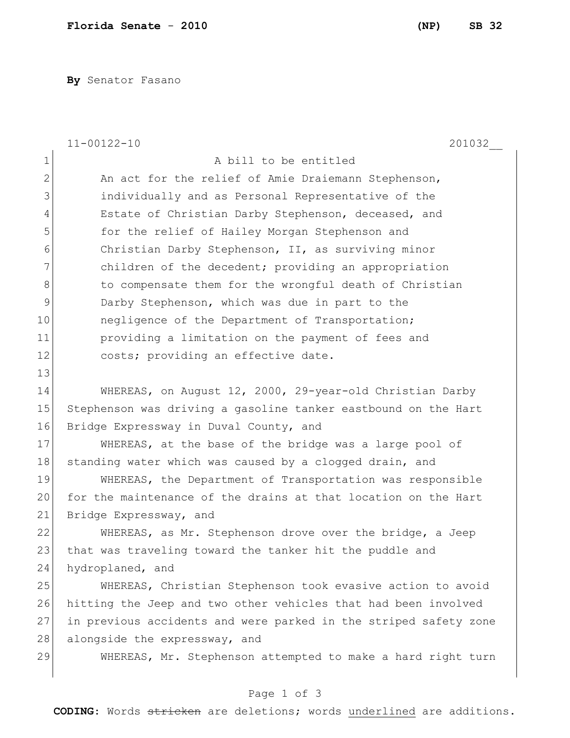**Florida Senate - 2010** **(NP) SB 32**

**By** Senator Fasano

11-00122-10 201032__

A bill to be entitled

An act for the relief of Amie Draiemann Stephenson, individually and as Personal Representative of the Estate of Christian Darby Stephenson, deceased, and for the relief of Hailey Morgan Stephenson and Christian Darby Stephenson, II, as surviving minor children of the decedent; providing an appropriation to compensate them for the wrongful death of Christian Darby Stephenson, which was due in part to the negligence of the Department of Transportation; providing a limitation on the payment of fees and costs; providing an effective date.

WHEREAS, on August 12, 2000, 29-year-old Christian Darby Stephenson was driving a gasoline tanker eastbound on the Hart Bridge Expressway in Duval County, and

WHEREAS, at the base of the bridge was a large pool of standing water which was caused by a clogged drain, and

WHEREAS, the Department of Transportation was responsible for the maintenance of the drains at that location on the Hart Bridge Expressway, and

WHEREAS, as Mr. Stephenson drove over the bridge, a Jeep that was traveling toward the tanker hit the puddle and hydroplaned, and

WHEREAS, Christian Stephenson took evasive action to avoid hitting the Jeep and two other vehicles that had been involved in previous accidents and were parked in the striped safety zone alongside the expressway, and

WHEREAS, Mr. Stephenson attempted to make a hard right turn

**CODING:** Words ~~stricken~~ are deletions; words <u>underlined</u> are additions.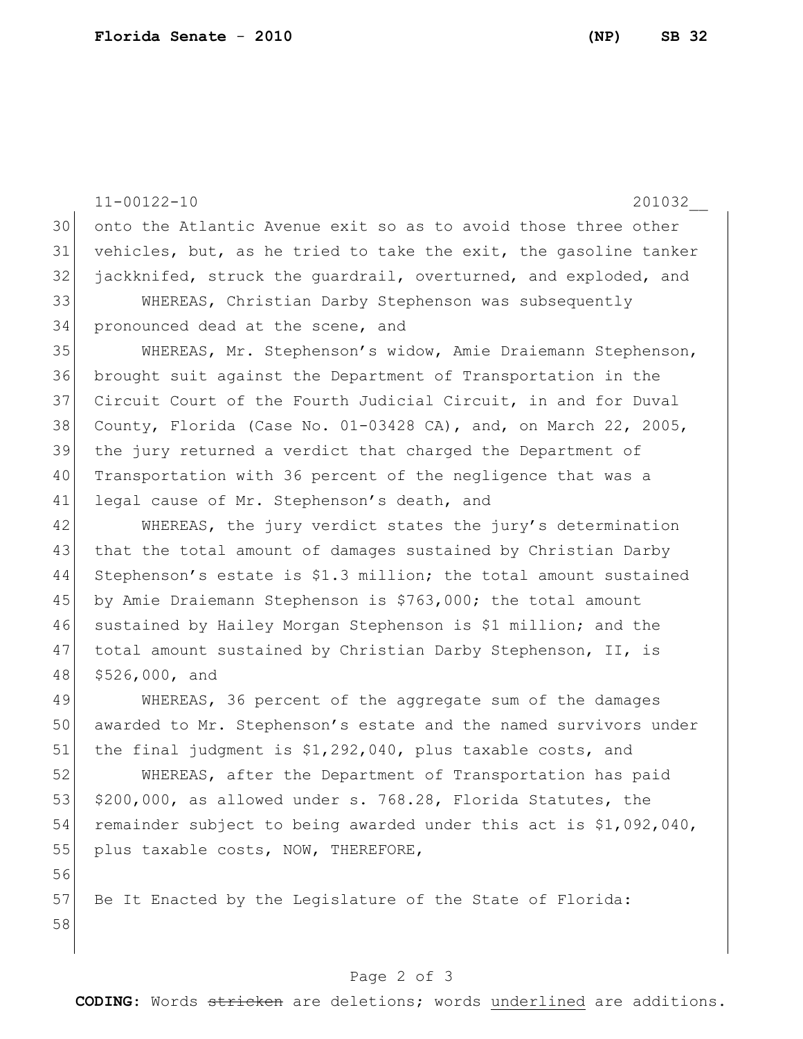onto the Atlantic Avenue exit so as to avoid those three other vehicles, but, as he tried to take the exit, the gasoline tanker jackknifed, struck the guardrail, overturned, and exploded, and

WHEREAS, Christian Darby Stephenson was subsequently pronounced dead at the scene, and

WHEREAS, Mr. Stephenson's widow, Amie Draiemann Stephenson, brought suit against the Department of Transportation in the Circuit Court of the Fourth Judicial Circuit, in and for Duval County, Florida (Case No. 01-03428 CA), and, on March 22, 2005, the jury returned a verdict that charged the Department of Transportation with 36 percent of the negligence that was a legal cause of Mr. Stephenson's death, and

WHEREAS, the jury verdict states the jury's determination that the total amount of damages sustained by Christian Darby Stephenson's estate is $1.3 million; the total amount sustained by Amie Draiemann Stephenson is $763,000; the total amount sustained by Hailey Morgan Stephenson is $1 million; and the total amount sustained by Christian Darby Stephenson, II, is $526,000, and

WHEREAS, 36 percent of the aggregate sum of the damages awarded to Mr. Stephenson's estate and the named survivors under the final judgment is $1,292,040, plus taxable costs, and

WHEREAS, after the Department of Transportation has paid $200,000, as allowed under s. 768.28, Florida Statutes, the remainder subject to being awarded under this act is $1,092,040, plus taxable costs, NOW, THEREFORE,

Be It Enacted by the Legislature of the State of Florida: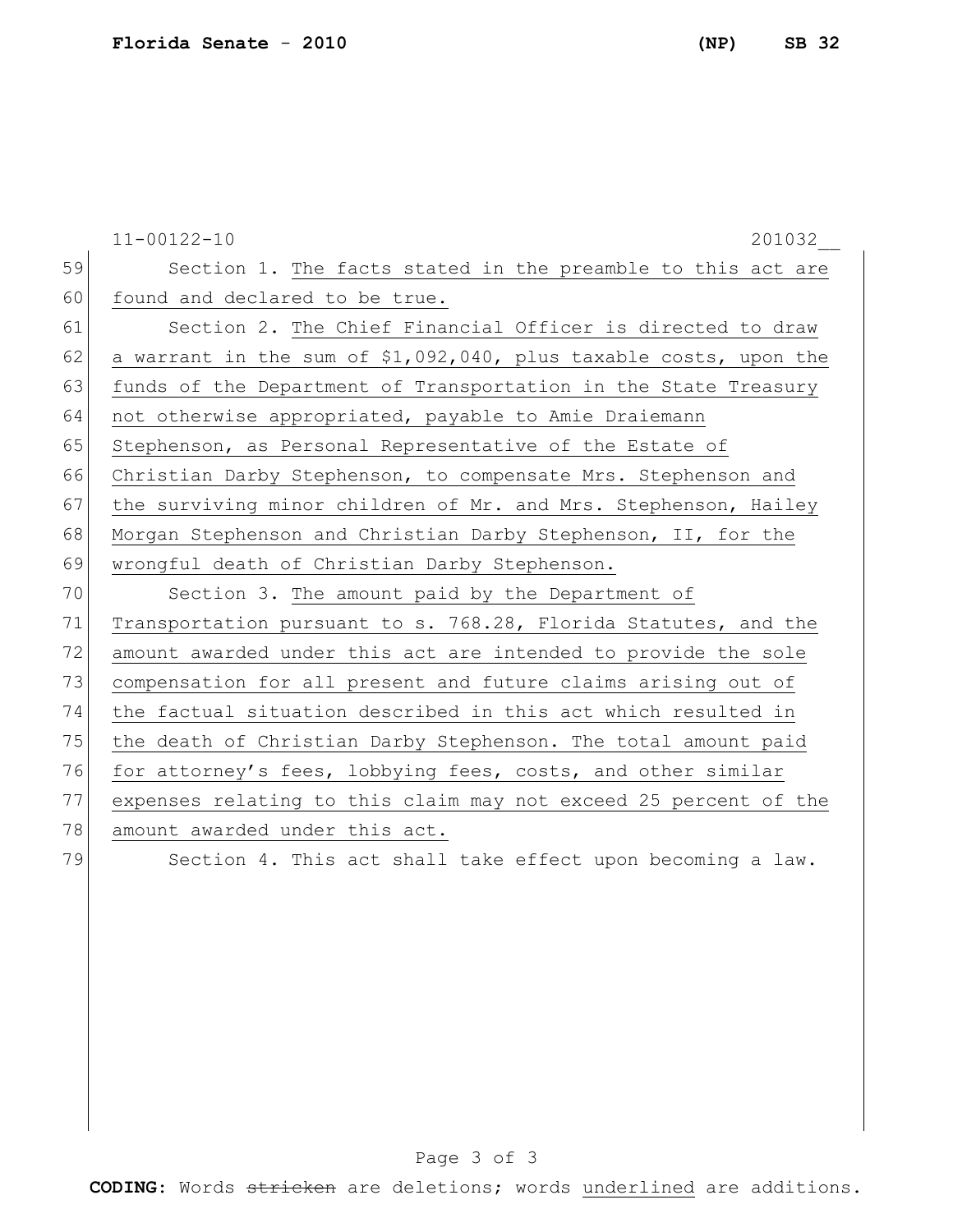Section 1. The facts stated in the preamble to this act are found and declared to be true.

Section 2. The Chief Financial Officer is directed to draw a warrant in the sum of $1,092,040, plus taxable costs, upon the funds of the Department of Transportation in the State Treasury not otherwise appropriated, payable to Amie Draiemann Stephenson, as Personal Representative of the Estate of Christian Darby Stephenson, to compensate Mrs. Stephenson and the surviving minor children of Mr. and Mrs. Stephenson, Hailey Morgan Stephenson and Christian Darby Stephenson, II, for the wrongful death of Christian Darby Stephenson.

Section 3. The amount paid by the Department of Transportation pursuant to s. 768.28, Florida Statutes, and the amount awarded under this act are intended to provide the sole compensation for all present and future claims arising out of the factual situation described in this act which resulted in the death of Christian Darby Stephenson. The total amount paid for attorney's fees, lobbying fees, costs, and other similar expenses relating to this claim may not exceed 25 percent of the amount awarded under this act.

Section 4. This act shall take effect upon becoming a law.